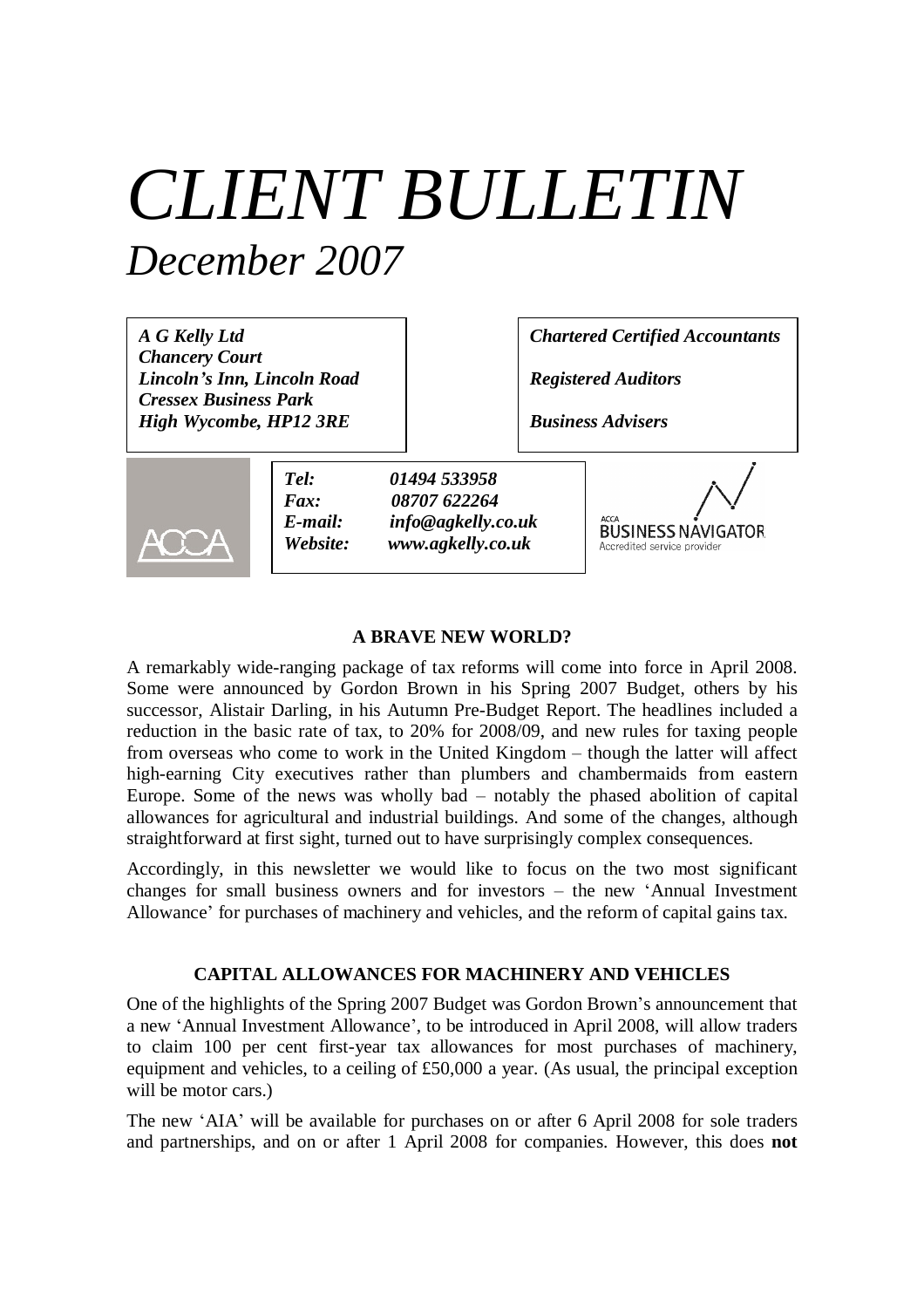# *CLIENT BULLETIN*

## *December 2007*

***A G Kelly Ltd***
***Chancery Court***
***Lincoln's Inn, Lincoln Road***
***Cressex Business Park***
***High Wycombe, HP12 3RE***

***Chartered Certified Accountants***

***Registered Auditors***

***Business Advisers***

***Tel:*** ***01494 533958***
***Fax:*** ***08707 622264***
***E-mail:*** ***info@agkelly.co.uk***
***Website:*** ***www.agkelly.co.uk***

**A BRAVE NEW WORLD?**

A remarkably wide-ranging package of tax reforms will come into force in April 2008. Some were announced by Gordon Brown in his Spring 2007 Budget, others by his successor, Alistair Darling, in his Autumn Pre-Budget Report. The headlines included a reduction in the basic rate of tax, to 20% for 2008/09, and new rules for taxing people from overseas who come to work in the United Kingdom – though the latter will affect high-earning City executives rather than plumbers and chambermaids from eastern Europe. Some of the news was wholly bad – notably the phased abolition of capital allowances for agricultural and industrial buildings. And some of the changes, although straightforward at first sight, turned out to have surprisingly complex consequences.

Accordingly, in this newsletter we would like to focus on the two most significant changes for small business owners and for investors – the new 'Annual Investment Allowance' for purchases of machinery and vehicles, and the reform of capital gains tax.

**CAPITAL ALLOWANCES FOR MACHINERY AND VEHICLES**

One of the highlights of the Spring 2007 Budget was Gordon Brown's announcement that a new 'Annual Investment Allowance', to be introduced in April 2008, will allow traders to claim 100 per cent first-year tax allowances for most purchases of machinery, equipment and vehicles, to a ceiling of £50,000 a year. (As usual, the principal exception will be motor cars.)

The new 'AIA' will be available for purchases on or after 6 April 2008 for sole traders and partnerships, and on or after 1 April 2008 for companies. However, this does **not**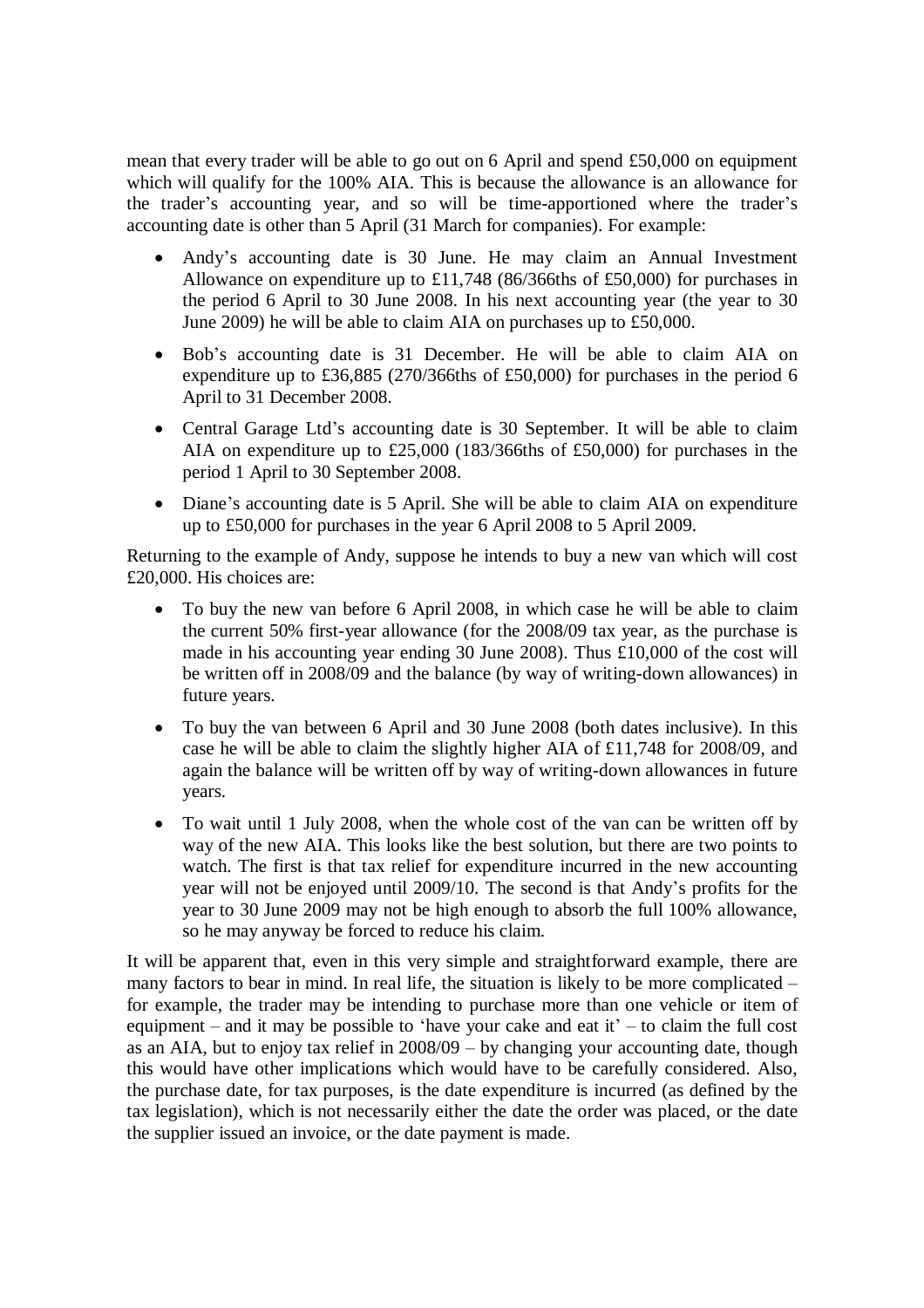mean that every trader will be able to go out on 6 April and spend £50,000 on equipment which will qualify for the 100% AIA. This is because the allowance is an allowance for the trader's accounting year, and so will be time-apportioned where the trader's accounting date is other than 5 April (31 March for companies). For example:

- Andy's accounting date is 30 June. He may claim an Annual Investment Allowance on expenditure up to £11,748 (86/366ths of £50,000) for purchases in the period 6 April to 30 June 2008. In his next accounting year (the year to 30 June 2009) he will be able to claim AIA on purchases up to £50,000.
- Bob's accounting date is 31 December. He will be able to claim AIA on expenditure up to £36,885 (270/366ths of £50,000) for purchases in the period 6 April to 31 December 2008.
- Central Garage Ltd's accounting date is 30 September. It will be able to claim AIA on expenditure up to £25,000 (183/366ths of £50,000) for purchases in the period 1 April to 30 September 2008.
- Diane's accounting date is 5 April. She will be able to claim AIA on expenditure up to £50,000 for purchases in the year 6 April 2008 to 5 April 2009.

Returning to the example of Andy, suppose he intends to buy a new van which will cost £20,000. His choices are:

- To buy the new van before 6 April 2008, in which case he will be able to claim the current 50% first-year allowance (for the 2008/09 tax year, as the purchase is made in his accounting year ending 30 June 2008). Thus £10,000 of the cost will be written off in 2008/09 and the balance (by way of writing-down allowances) in future years.
- To buy the van between 6 April and 30 June 2008 (both dates inclusive). In this case he will be able to claim the slightly higher AIA of £11,748 for 2008/09, and again the balance will be written off by way of writing-down allowances in future years.
- To wait until 1 July 2008, when the whole cost of the van can be written off by way of the new AIA. This looks like the best solution, but there are two points to watch. The first is that tax relief for expenditure incurred in the new accounting year will not be enjoyed until 2009/10. The second is that Andy's profits for the year to 30 June 2009 may not be high enough to absorb the full 100% allowance, so he may anyway be forced to reduce his claim.

It will be apparent that, even in this very simple and straightforward example, there are many factors to bear in mind. In real life, the situation is likely to be more complicated – for example, the trader may be intending to purchase more than one vehicle or item of equipment – and it may be possible to 'have your cake and eat it' – to claim the full cost as an AIA, but to enjoy tax relief in 2008/09 – by changing your accounting date, though this would have other implications which would have to be carefully considered. Also, the purchase date, for tax purposes, is the date expenditure is incurred (as defined by the tax legislation), which is not necessarily either the date the order was placed, or the date the supplier issued an invoice, or the date payment is made.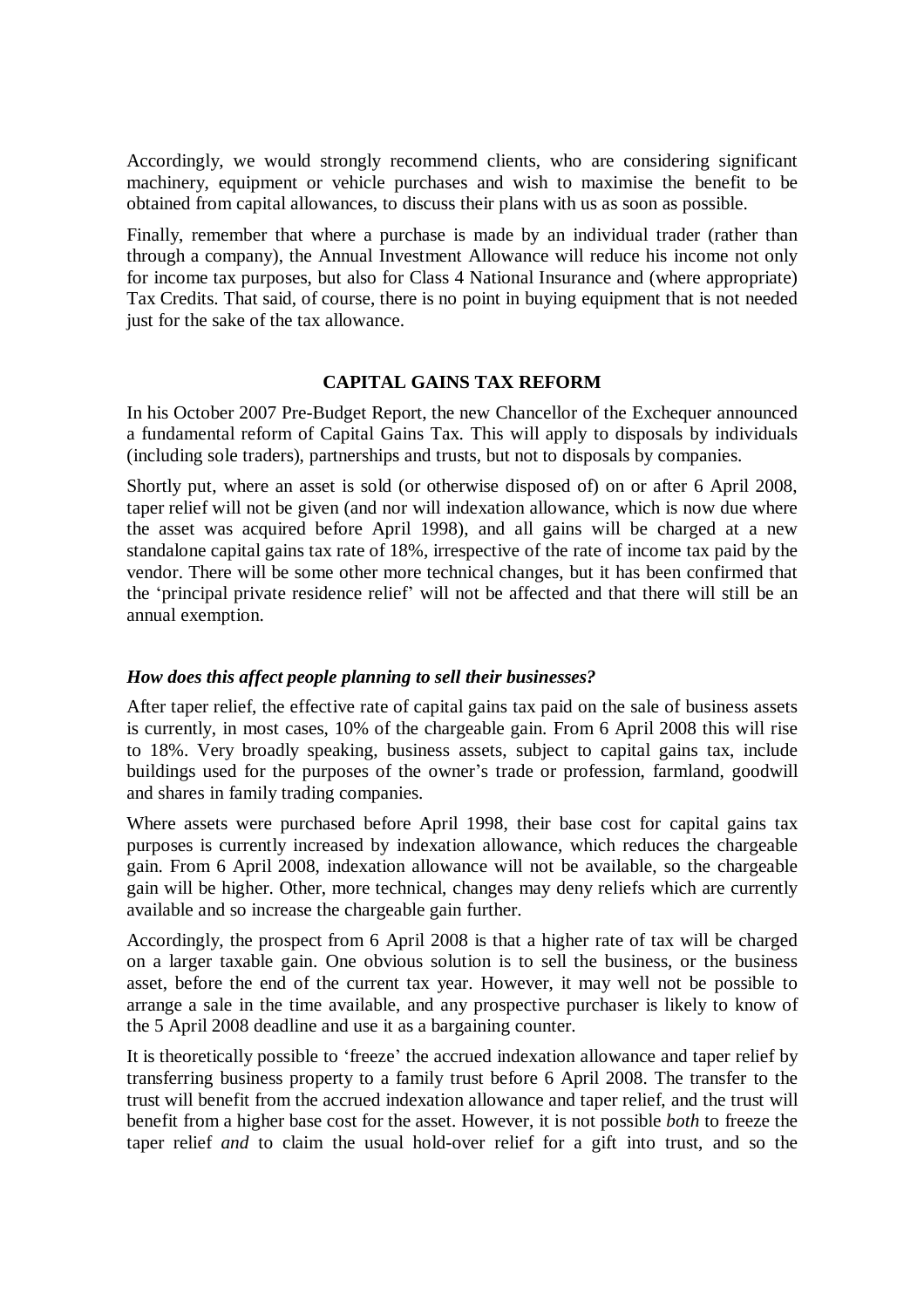Accordingly, we would strongly recommend clients, who are considering significant machinery, equipment or vehicle purchases and wish to maximise the benefit to be obtained from capital allowances, to discuss their plans with us as soon as possible.

Finally, remember that where a purchase is made by an individual trader (rather than through a company), the Annual Investment Allowance will reduce his income not only for income tax purposes, but also for Class 4 National Insurance and (where appropriate) Tax Credits. That said, of course, there is no point in buying equipment that is not needed just for the sake of the tax allowance.

## CAPITAL GAINS TAX REFORM

In his October 2007 Pre-Budget Report, the new Chancellor of the Exchequer announced a fundamental reform of Capital Gains Tax. This will apply to disposals by individuals (including sole traders), partnerships and trusts, but not to disposals by companies.

Shortly put, where an asset is sold (or otherwise disposed of) on or after 6 April 2008, taper relief will not be given (and nor will indexation allowance, which is now due where the asset was acquired before April 1998), and all gains will be charged at a new standalone capital gains tax rate of 18%, irrespective of the rate of income tax paid by the vendor. There will be some other more technical changes, but it has been confirmed that the 'principal private residence relief' will not be affected and that there will still be an annual exemption.

### *How does this affect people planning to sell their businesses?*

After taper relief, the effective rate of capital gains tax paid on the sale of business assets is currently, in most cases, 10% of the chargeable gain. From 6 April 2008 this will rise to 18%. Very broadly speaking, business assets, subject to capital gains tax, include buildings used for the purposes of the owner's trade or profession, farmland, goodwill and shares in family trading companies.

Where assets were purchased before April 1998, their base cost for capital gains tax purposes is currently increased by indexation allowance, which reduces the chargeable gain. From 6 April 2008, indexation allowance will not be available, so the chargeable gain will be higher. Other, more technical, changes may deny reliefs which are currently available and so increase the chargeable gain further.

Accordingly, the prospect from 6 April 2008 is that a higher rate of tax will be charged on a larger taxable gain. One obvious solution is to sell the business, or the business asset, before the end of the current tax year. However, it may well not be possible to arrange a sale in the time available, and any prospective purchaser is likely to know of the 5 April 2008 deadline and use it as a bargaining counter.

It is theoretically possible to 'freeze' the accrued indexation allowance and taper relief by transferring business property to a family trust before 6 April 2008. The transfer to the trust will benefit from the accrued indexation allowance and taper relief, and the trust will benefit from a higher base cost for the asset. However, it is not possible *both* to freeze the taper relief *and* to claim the usual hold-over relief for a gift into trust, and so the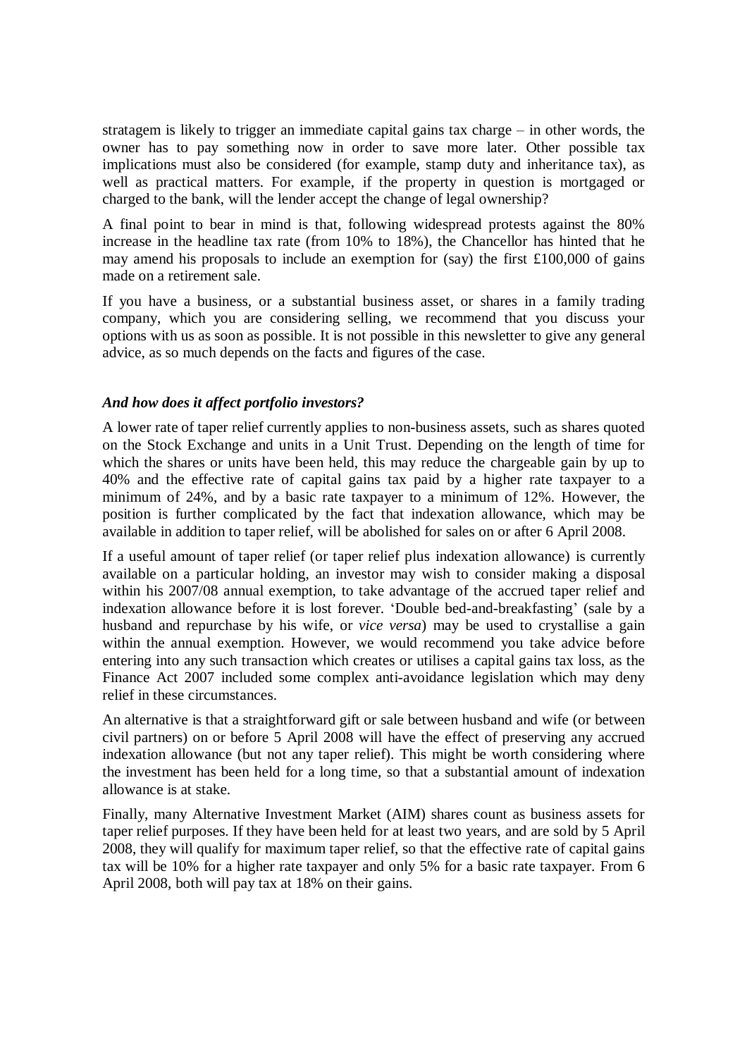stratagem is likely to trigger an immediate capital gains tax charge – in other words, the owner has to pay something now in order to save more later. Other possible tax implications must also be considered (for example, stamp duty and inheritance tax), as well as practical matters. For example, if the property in question is mortgaged or charged to the bank, will the lender accept the change of legal ownership?

A final point to bear in mind is that, following widespread protests against the 80% increase in the headline tax rate (from 10% to 18%), the Chancellor has hinted that he may amend his proposals to include an exemption for (say) the first £100,000 of gains made on a retirement sale.

If you have a business, or a substantial business asset, or shares in a family trading company, which you are considering selling, we recommend that you discuss your options with us as soon as possible. It is not possible in this newsletter to give any general advice, as so much depends on the facts and figures of the case.

### *And how does it affect portfolio investors?*

A lower rate of taper relief currently applies to non-business assets, such as shares quoted on the Stock Exchange and units in a Unit Trust. Depending on the length of time for which the shares or units have been held, this may reduce the chargeable gain by up to 40% and the effective rate of capital gains tax paid by a higher rate taxpayer to a minimum of 24%, and by a basic rate taxpayer to a minimum of 12%. However, the position is further complicated by the fact that indexation allowance, which may be available in addition to taper relief, will be abolished for sales on or after 6 April 2008.

If a useful amount of taper relief (or taper relief plus indexation allowance) is currently available on a particular holding, an investor may wish to consider making a disposal within his 2007/08 annual exemption, to take advantage of the accrued taper relief and indexation allowance before it is lost forever. 'Double bed-and-breakfasting' (sale by a husband and repurchase by his wife, or *vice versa*) may be used to crystallise a gain within the annual exemption. However, we would recommend you take advice before entering into any such transaction which creates or utilises a capital gains tax loss, as the Finance Act 2007 included some complex anti-avoidance legislation which may deny relief in these circumstances.

An alternative is that a straightforward gift or sale between husband and wife (or between civil partners) on or before 5 April 2008 will have the effect of preserving any accrued indexation allowance (but not any taper relief). This might be worth considering where the investment has been held for a long time, so that a substantial amount of indexation allowance is at stake.

Finally, many Alternative Investment Market (AIM) shares count as business assets for taper relief purposes. If they have been held for at least two years, and are sold by 5 April 2008, they will qualify for maximum taper relief, so that the effective rate of capital gains tax will be 10% for a higher rate taxpayer and only 5% for a basic rate taxpayer. From 6 April 2008, both will pay tax at 18% on their gains.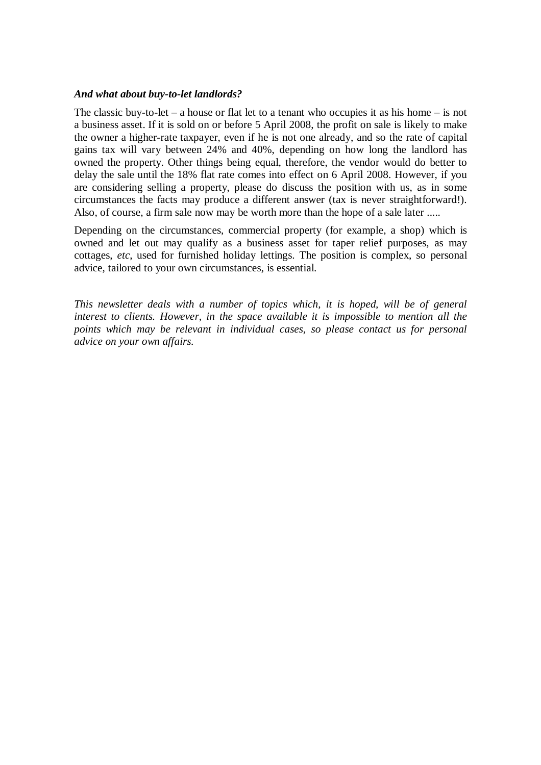***And what about buy-to-let landlords?***

The classic buy-to-let – a house or flat let to a tenant who occupies it as his home – is not a business asset. If it is sold on or before 5 April 2008, the profit on sale is likely to make the owner a higher-rate taxpayer, even if he is not one already, and so the rate of capital gains tax will vary between 24% and 40%, depending on how long the landlord has owned the property. Other things being equal, therefore, the vendor would do better to delay the sale until the 18% flat rate comes into effect on 6 April 2008. However, if you are considering selling a property, please do discuss the position with us, as in some circumstances the facts may produce a different answer (tax is never straightforward!). Also, of course, a firm sale now may be worth more than the hope of a sale later .....

Depending on the circumstances, commercial property (for example, a shop) which is owned and let out may qualify as a business asset for taper relief purposes, as may cottages, *etc*, used for furnished holiday lettings. The position is complex, so personal advice, tailored to your own circumstances, is essential.

*This newsletter deals with a number of topics which, it is hoped, will be of general interest to clients. However, in the space available it is impossible to mention all the points which may be relevant in individual cases, so please contact us for personal advice on your own affairs.*